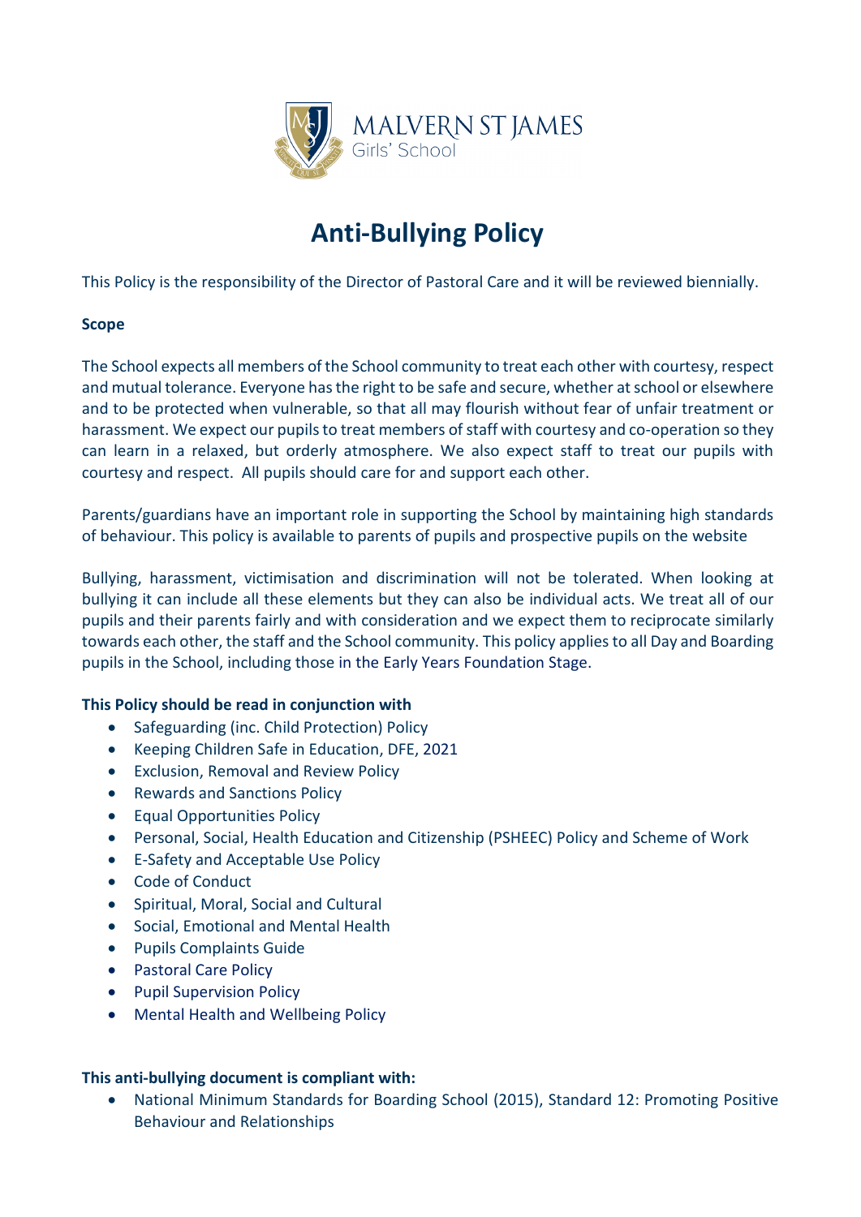MALVERN ST JAMES
Girls' School

# Anti-Bullying Policy

This Policy is the responsibility of the Director of Pastoral Care and it will be reviewed biennially.

**Scope**

The School expects all members of the School community to treat each other with courtesy, respect and mutual tolerance. Everyone has the right to be safe and secure, whether at school or elsewhere and to be protected when vulnerable, so that all may flourish without fear of unfair treatment or harassment. We expect our pupils to treat members of staff with courtesy and co-operation so they can learn in a relaxed, but orderly atmosphere. We also expect staff to treat our pupils with courtesy and respect. All pupils should care for and support each other.

Parents/guardians have an important role in supporting the School by maintaining high standards of behaviour. This policy is available to parents of pupils and prospective pupils on the website

Bullying, harassment, victimisation and discrimination will not be tolerated. When looking at bullying it can include all these elements but they can also be individual acts. We treat all of our pupils and their parents fairly and with consideration and we expect them to reciprocate similarly towards each other, the staff and the School community. This policy applies to all Day and Boarding pupils in the School, including those in the Early Years Foundation Stage.

**This Policy should be read in conjunction with**

- Safeguarding (inc. Child Protection) Policy
- Keeping Children Safe in Education, DFE, 2021
- Exclusion, Removal and Review Policy
- Rewards and Sanctions Policy
- Equal Opportunities Policy
- Personal, Social, Health Education and Citizenship (PSHEEC) Policy and Scheme of Work
- E-Safety and Acceptable Use Policy
- Code of Conduct
- Spiritual, Moral, Social and Cultural
- Social, Emotional and Mental Health
- Pupils Complaints Guide
- Pastoral Care Policy
- Pupil Supervision Policy
- Mental Health and Wellbeing Policy

**This anti-bullying document is compliant with:**

- National Minimum Standards for Boarding School (2015), Standard 12: Promoting Positive Behaviour and Relationships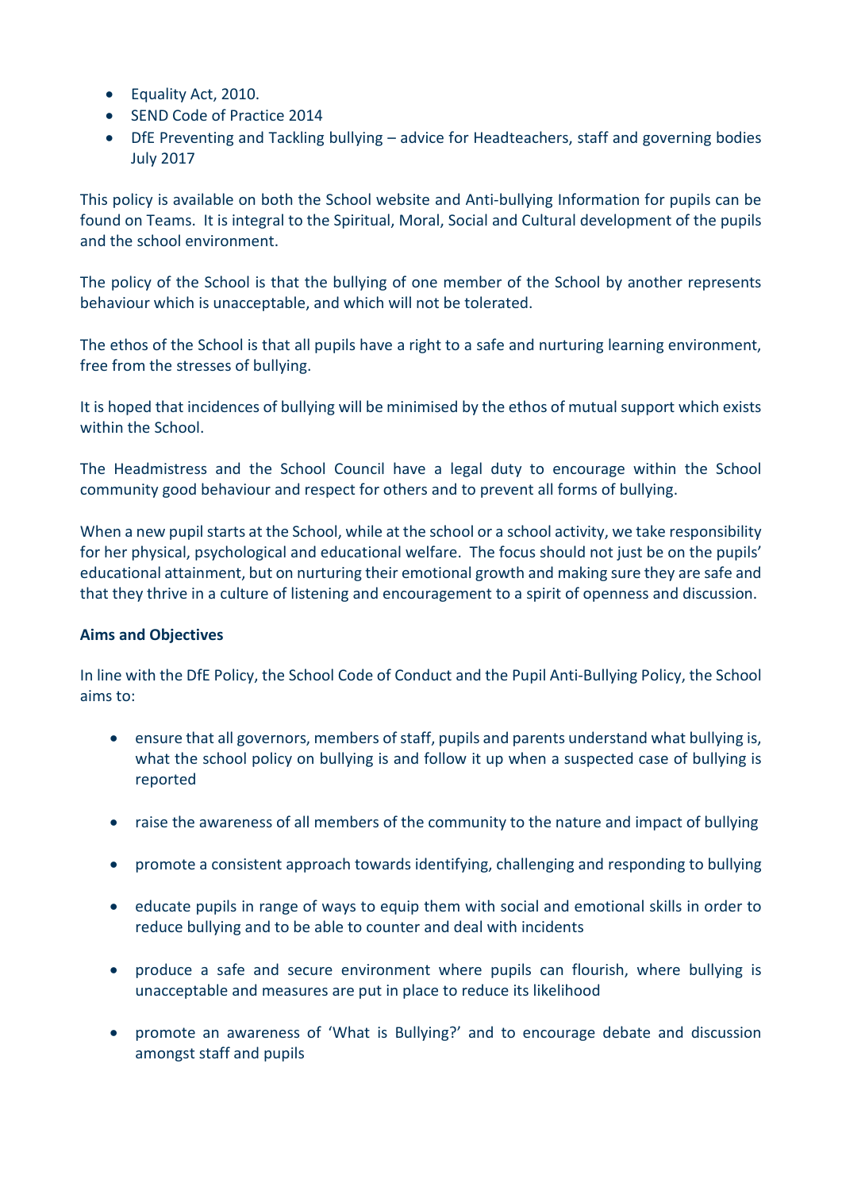- Equality Act, 2010.
- SEND Code of Practice 2014
- DfE Preventing and Tackling bullying – advice for Headteachers, staff and governing bodies July 2017

This policy is available on both the School website and Anti-bullying Information for pupils can be found on Teams. It is integral to the Spiritual, Moral, Social and Cultural development of the pupils and the school environment.

The policy of the School is that the bullying of one member of the School by another represents behaviour which is unacceptable, and which will not be tolerated.

The ethos of the School is that all pupils have a right to a safe and nurturing learning environment, free from the stresses of bullying.

It is hoped that incidences of bullying will be minimised by the ethos of mutual support which exists within the School.

The Headmistress and the School Council have a legal duty to encourage within the School community good behaviour and respect for others and to prevent all forms of bullying.

When a new pupil starts at the School, while at the school or a school activity, we take responsibility for her physical, psychological and educational welfare. The focus should not just be on the pupils' educational attainment, but on nurturing their emotional growth and making sure they are safe and that they thrive in a culture of listening and encouragement to a spirit of openness and discussion.

**Aims and Objectives**

In line with the DfE Policy, the School Code of Conduct and the Pupil Anti-Bullying Policy, the School aims to:

- ensure that all governors, members of staff, pupils and parents understand what bullying is, what the school policy on bullying is and follow it up when a suspected case of bullying is reported

- raise the awareness of all members of the community to the nature and impact of bullying

- promote a consistent approach towards identifying, challenging and responding to bullying

- educate pupils in range of ways to equip them with social and emotional skills in order to reduce bullying and to be able to counter and deal with incidents

- produce a safe and secure environment where pupils can flourish, where bullying is unacceptable and measures are put in place to reduce its likelihood

- promote an awareness of 'What is Bullying?' and to encourage debate and discussion amongst staff and pupils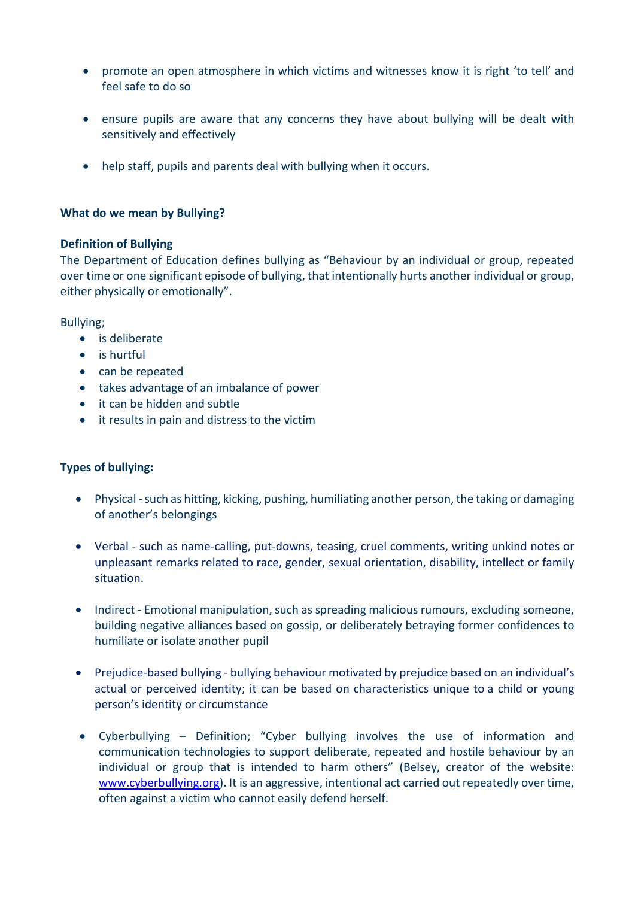- promote an open atmosphere in which victims and witnesses know it is right 'to tell' and feel safe to do so
- ensure pupils are aware that any concerns they have about bullying will be dealt with sensitively and effectively
- help staff, pupils and parents deal with bullying when it occurs.

**What do we mean by Bullying?**

**Definition of Bullying**

The Department of Education defines bullying as "Behaviour by an individual or group, repeated over time or one significant episode of bullying, that intentionally hurts another individual or group, either physically or emotionally".

Bullying;

- is deliberate
- is hurtful
- can be repeated
- takes advantage of an imbalance of power
- it can be hidden and subtle
- it results in pain and distress to the victim

**Types of bullying:**

- Physical - such as hitting, kicking, pushing, humiliating another person, the taking or damaging of another's belongings
- Verbal - such as name-calling, put-downs, teasing, cruel comments, writing unkind notes or unpleasant remarks related to race, gender, sexual orientation, disability, intellect or family situation.
- Indirect - Emotional manipulation, such as spreading malicious rumours, excluding someone, building negative alliances based on gossip, or deliberately betraying former confidences to humiliate or isolate another pupil
- Prejudice-based bullying - bullying behaviour motivated by prejudice based on an individual's actual or perceived identity; it can be based on characteristics unique to a child or young person's identity or circumstance
- Cyberbullying – Definition; "Cyber bullying involves the use of information and communication technologies to support deliberate, repeated and hostile behaviour by an individual or group that is intended to harm others" (Belsey, creator of the website: [www.cyberbullying.org](http://www.cyberbullying.org)). It is an aggressive, intentional act carried out repeatedly over time, often against a victim who cannot easily defend herself.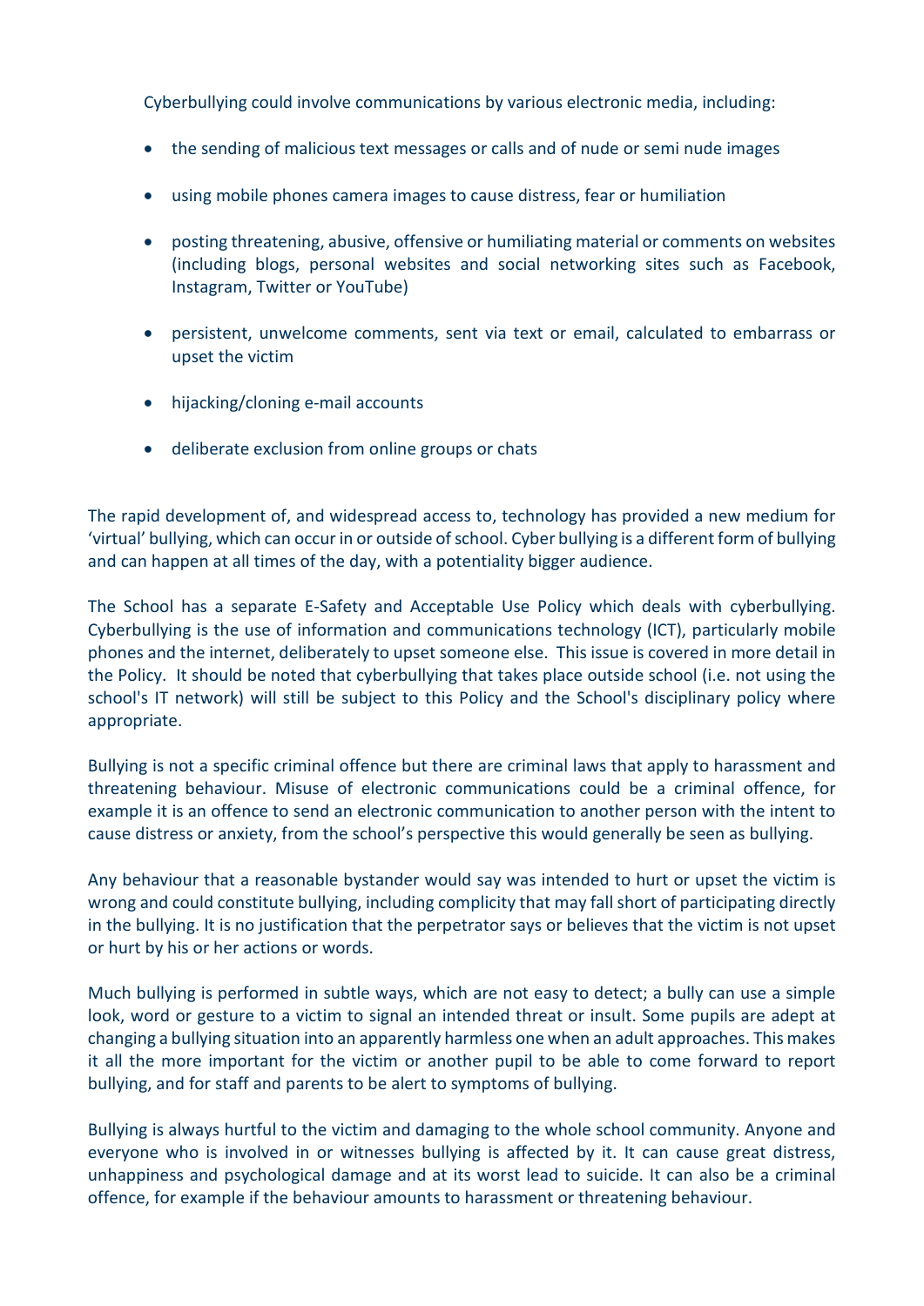Cyberbullying could involve communications by various electronic media, including:

- the sending of malicious text messages or calls and of nude or semi nude images
- using mobile phones camera images to cause distress, fear or humiliation
- posting threatening, abusive, offensive or humiliating material or comments on websites (including blogs, personal websites and social networking sites such as Facebook, Instagram, Twitter or YouTube)
- persistent, unwelcome comments, sent via text or email, calculated to embarrass or upset the victim
- hijacking/cloning e-mail accounts
- deliberate exclusion from online groups or chats

The rapid development of, and widespread access to, technology has provided a new medium for 'virtual' bullying, which can occur in or outside of school. Cyber bullying is a different form of bullying and can happen at all times of the day, with a potentiality bigger audience.

The School has a separate E-Safety and Acceptable Use Policy which deals with cyberbullying. Cyberbullying is the use of information and communications technology (ICT), particularly mobile phones and the internet, deliberately to upset someone else. This issue is covered in more detail in the Policy. It should be noted that cyberbullying that takes place outside school (i.e. not using the school's IT network) will still be subject to this Policy and the School's disciplinary policy where appropriate.

Bullying is not a specific criminal offence but there are criminal laws that apply to harassment and threatening behaviour. Misuse of electronic communications could be a criminal offence, for example it is an offence to send an electronic communication to another person with the intent to cause distress or anxiety, from the school's perspective this would generally be seen as bullying.

Any behaviour that a reasonable bystander would say was intended to hurt or upset the victim is wrong and could constitute bullying, including complicity that may fall short of participating directly in the bullying. It is no justification that the perpetrator says or believes that the victim is not upset or hurt by his or her actions or words.

Much bullying is performed in subtle ways, which are not easy to detect; a bully can use a simple look, word or gesture to a victim to signal an intended threat or insult. Some pupils are adept at changing a bullying situation into an apparently harmless one when an adult approaches. This makes it all the more important for the victim or another pupil to be able to come forward to report bullying, and for staff and parents to be alert to symptoms of bullying.

Bullying is always hurtful to the victim and damaging to the whole school community. Anyone and everyone who is involved in or witnesses bullying is affected by it. It can cause great distress, unhappiness and psychological damage and at its worst lead to suicide. It can also be a criminal offence, for example if the behaviour amounts to harassment or threatening behaviour.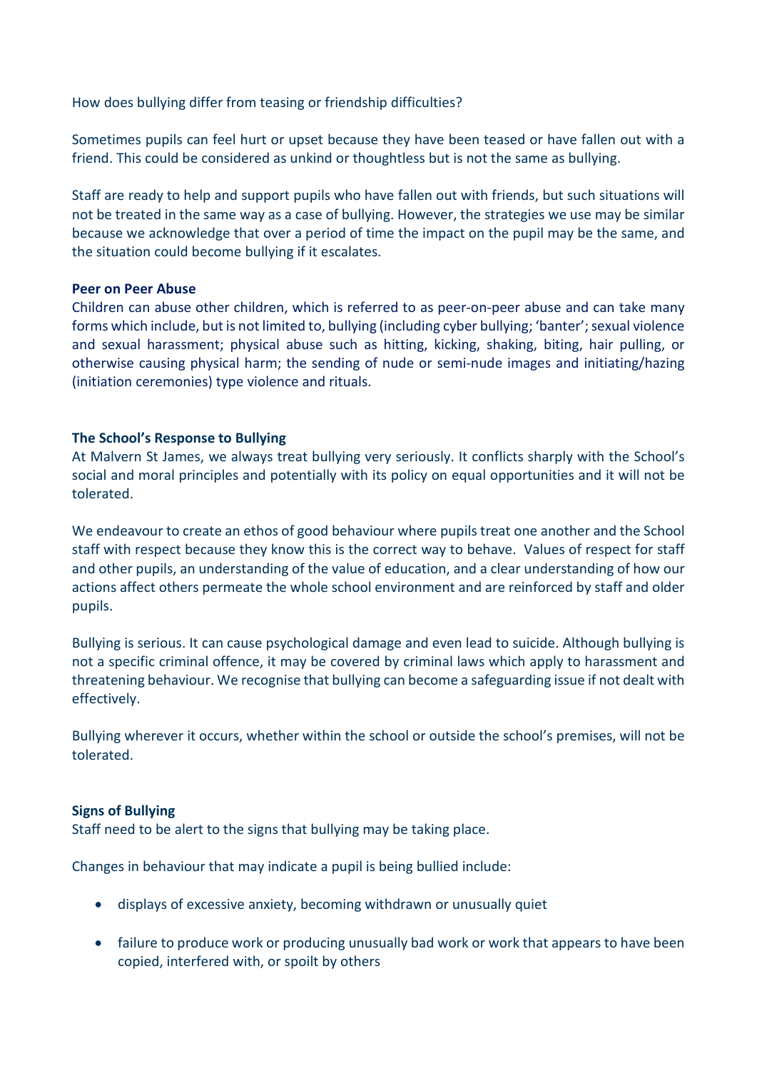How does bullying differ from teasing or friendship difficulties?

Sometimes pupils can feel hurt or upset because they have been teased or have fallen out with a friend. This could be considered as unkind or thoughtless but is not the same as bullying.

Staff are ready to help and support pupils who have fallen out with friends, but such situations will not be treated in the same way as a case of bullying. However, the strategies we use may be similar because we acknowledge that over a period of time the impact on the pupil may be the same, and the situation could become bullying if it escalates.

**Peer on Peer Abuse**

Children can abuse other children, which is referred to as peer-on-peer abuse and can take many forms which include, but is not limited to, bullying (including cyber bullying; 'banter'; sexual violence and sexual harassment; physical abuse such as hitting, kicking, shaking, biting, hair pulling, or otherwise causing physical harm; the sending of nude or semi-nude images and initiating/hazing (initiation ceremonies) type violence and rituals.

**The School's Response to Bullying**

At Malvern St James, we always treat bullying very seriously. It conflicts sharply with the School's social and moral principles and potentially with its policy on equal opportunities and it will not be tolerated.

We endeavour to create an ethos of good behaviour where pupils treat one another and the School staff with respect because they know this is the correct way to behave. Values of respect for staff and other pupils, an understanding of the value of education, and a clear understanding of how our actions affect others permeate the whole school environment and are reinforced by staff and older pupils.

Bullying is serious. It can cause psychological damage and even lead to suicide. Although bullying is not a specific criminal offence, it may be covered by criminal laws which apply to harassment and threatening behaviour. We recognise that bullying can become a safeguarding issue if not dealt with effectively.

Bullying wherever it occurs, whether within the school or outside the school's premises, will not be tolerated.

**Signs of Bullying**

Staff need to be alert to the signs that bullying may be taking place.

Changes in behaviour that may indicate a pupil is being bullied include:

- displays of excessive anxiety, becoming withdrawn or unusually quiet
- failure to produce work or producing unusually bad work or work that appears to have been copied, interfered with, or spoilt by others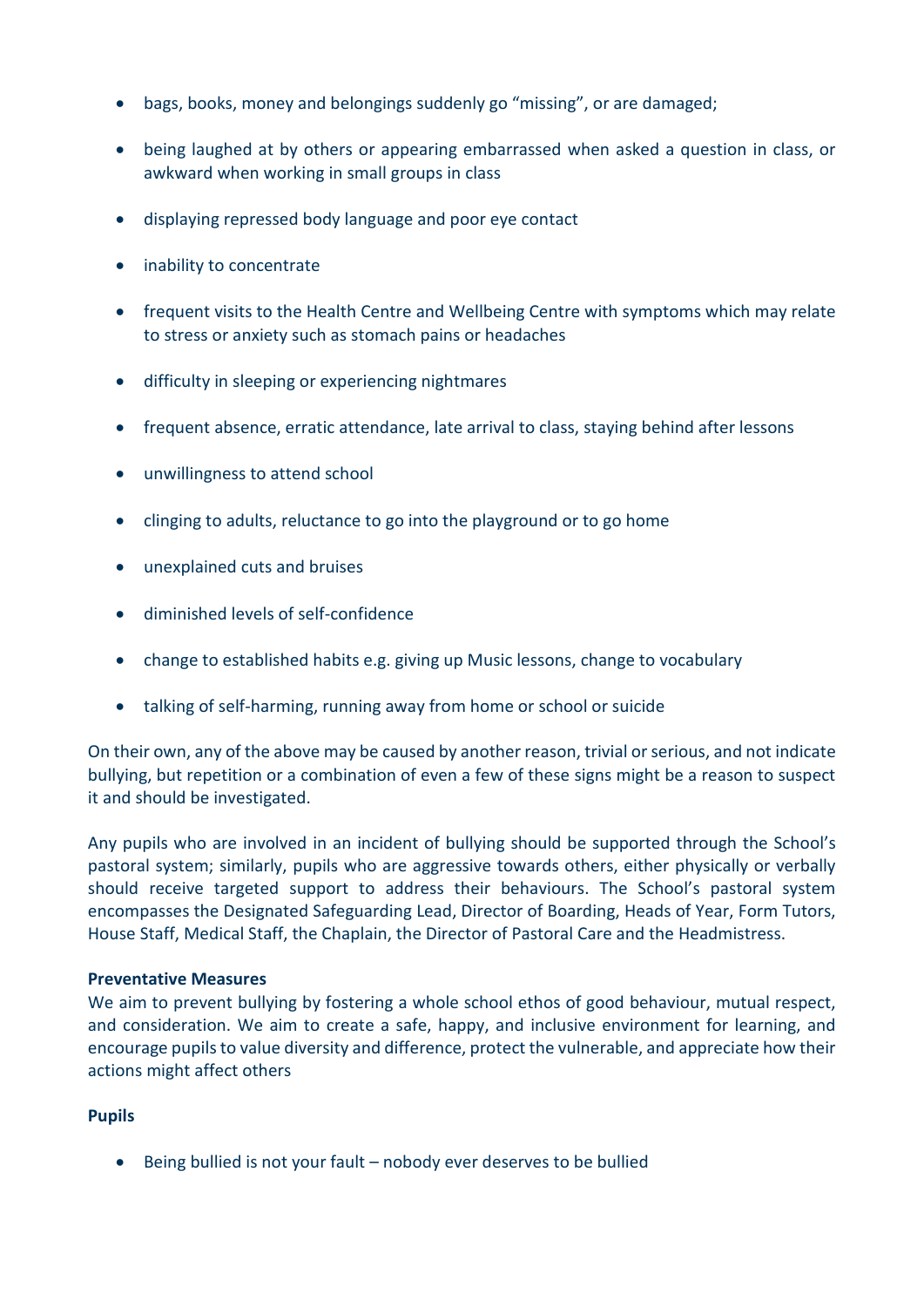- bags, books, money and belongings suddenly go “missing”, or are damaged;
- being laughed at by others or appearing embarrassed when asked a question in class, or awkward when working in small groups in class
- displaying repressed body language and poor eye contact
- inability to concentrate
- frequent visits to the Health Centre and Wellbeing Centre with symptoms which may relate to stress or anxiety such as stomach pains or headaches
- difficulty in sleeping or experiencing nightmares
- frequent absence, erratic attendance, late arrival to class, staying behind after lessons
- unwillingness to attend school
- clinging to adults, reluctance to go into the playground or to go home
- unexplained cuts and bruises
- diminished levels of self-confidence
- change to established habits e.g. giving up Music lessons, change to vocabulary
- talking of self-harming, running away from home or school or suicide

On their own, any of the above may be caused by another reason, trivial or serious, and not indicate bullying, but repetition or a combination of even a few of these signs might be a reason to suspect it and should be investigated.

Any pupils who are involved in an incident of bullying should be supported through the School’s pastoral system; similarly, pupils who are aggressive towards others, either physically or verbally should receive targeted support to address their behaviours. The School’s pastoral system encompasses the Designated Safeguarding Lead, Director of Boarding, Heads of Year, Form Tutors, House Staff, Medical Staff, the Chaplain, the Director of Pastoral Care and the Headmistress.

**Preventative Measures**
We aim to prevent bullying by fostering a whole school ethos of good behaviour, mutual respect, and consideration. We aim to create a safe, happy, and inclusive environment for learning, and encourage pupils to value diversity and difference, protect the vulnerable, and appreciate how their actions might affect others

**Pupils**

- Being bullied is not your fault – nobody ever deserves to be bullied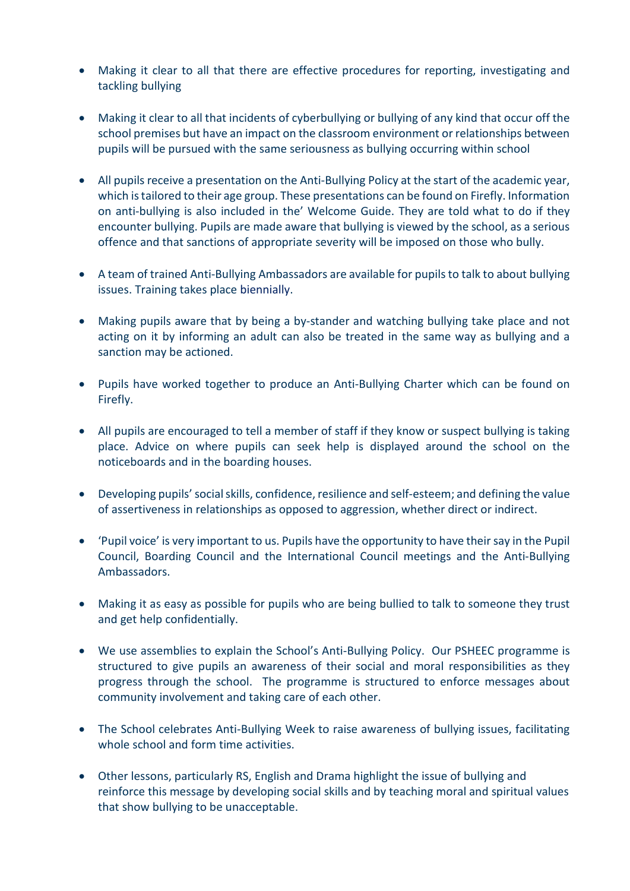- Making it clear to all that there are effective procedures for reporting, investigating and tackling bullying

- Making it clear to all that incidents of cyberbullying or bullying of any kind that occur off the school premises but have an impact on the classroom environment or relationships between pupils will be pursued with the same seriousness as bullying occurring within school

- All pupils receive a presentation on the Anti-Bullying Policy at the start of the academic year, which is tailored to their age group. These presentations can be found on Firefly. Information on anti-bullying is also included in the' Welcome Guide. They are told what to do if they encounter bullying. Pupils are made aware that bullying is viewed by the school, as a serious offence and that sanctions of appropriate severity will be imposed on those who bully.

- A team of trained Anti-Bullying Ambassadors are available for pupils to talk to about bullying issues. Training takes place biennially.

- Making pupils aware that by being a by-stander and watching bullying take place and not acting on it by informing an adult can also be treated in the same way as bullying and a sanction may be actioned.

- Pupils have worked together to produce an Anti-Bullying Charter which can be found on Firefly.

- All pupils are encouraged to tell a member of staff if they know or suspect bullying is taking place. Advice on where pupils can seek help is displayed around the school on the noticeboards and in the boarding houses.

- Developing pupils' social skills, confidence, resilience and self-esteem; and defining the value of assertiveness in relationships as opposed to aggression, whether direct or indirect.

- 'Pupil voice' is very important to us. Pupils have the opportunity to have their say in the Pupil Council, Boarding Council and the International Council meetings and the Anti-Bullying Ambassadors.

- Making it as easy as possible for pupils who are being bullied to talk to someone they trust and get help confidentially.

- We use assemblies to explain the School's Anti-Bullying Policy. Our PSHEEC programme is structured to give pupils an awareness of their social and moral responsibilities as they progress through the school. The programme is structured to enforce messages about community involvement and taking care of each other.

- The School celebrates Anti-Bullying Week to raise awareness of bullying issues, facilitating whole school and form time activities.

- Other lessons, particularly RS, English and Drama highlight the issue of bullying and reinforce this message by developing social skills and by teaching moral and spiritual values that show bullying to be unacceptable.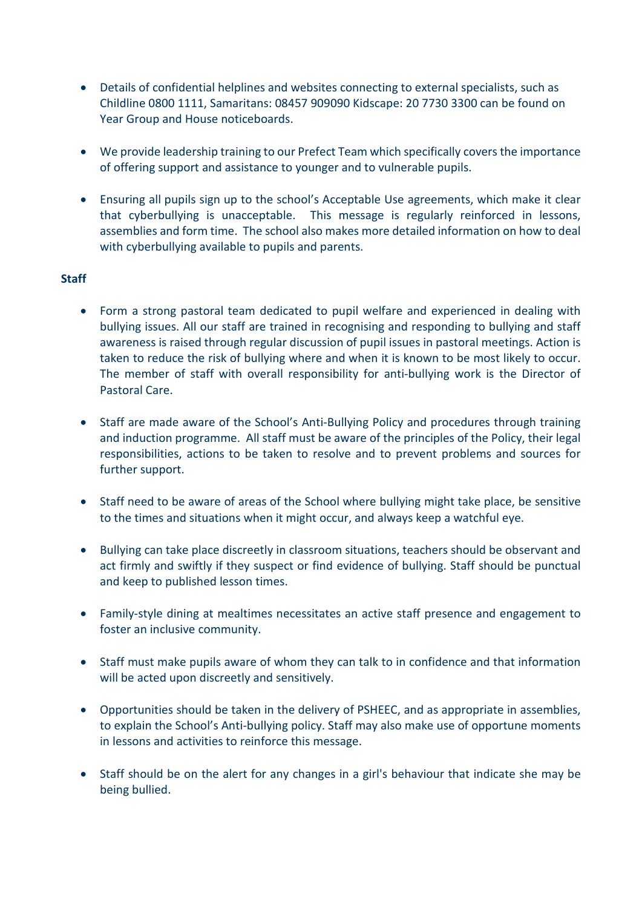- Details of confidential helplines and websites connecting to external specialists, such as Childline 0800 1111, Samaritans: 08457 909090 Kidscape: 20 7730 3300 can be found on Year Group and House noticeboards.

- We provide leadership training to our Prefect Team which specifically covers the importance of offering support and assistance to younger and to vulnerable pupils.

- Ensuring all pupils sign up to the school's Acceptable Use agreements, which make it clear that cyberbullying is unacceptable. This message is regularly reinforced in lessons, assemblies and form time. The school also makes more detailed information on how to deal with cyberbullying available to pupils and parents.

**Staff**

- Form a strong pastoral team dedicated to pupil welfare and experienced in dealing with bullying issues. All our staff are trained in recognising and responding to bullying and staff awareness is raised through regular discussion of pupil issues in pastoral meetings. Action is taken to reduce the risk of bullying where and when it is known to be most likely to occur. The member of staff with overall responsibility for anti-bullying work is the Director of Pastoral Care.

- Staff are made aware of the School's Anti-Bullying Policy and procedures through training and induction programme. All staff must be aware of the principles of the Policy, their legal responsibilities, actions to be taken to resolve and to prevent problems and sources for further support.

- Staff need to be aware of areas of the School where bullying might take place, be sensitive to the times and situations when it might occur, and always keep a watchful eye.

- Bullying can take place discreetly in classroom situations, teachers should be observant and act firmly and swiftly if they suspect or find evidence of bullying. Staff should be punctual and keep to published lesson times.

- Family-style dining at mealtimes necessitates an active staff presence and engagement to foster an inclusive community.

- Staff must make pupils aware of whom they can talk to in confidence and that information will be acted upon discreetly and sensitively.

- Opportunities should be taken in the delivery of PSHEEC, and as appropriate in assemblies, to explain the School's Anti-bullying policy. Staff may also make use of opportune moments in lessons and activities to reinforce this message.

- Staff should be on the alert for any changes in a girl's behaviour that indicate she may be being bullied.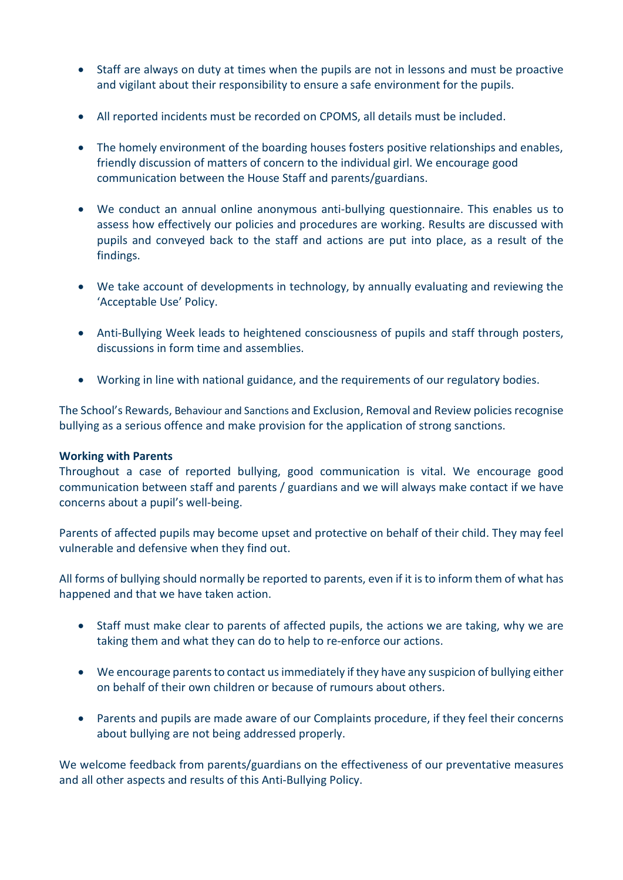- Staff are always on duty at times when the pupils are not in lessons and must be proactive and vigilant about their responsibility to ensure a safe environment for the pupils.

- All reported incidents must be recorded on CPOMS, all details must be included.

- The homely environment of the boarding houses fosters positive relationships and enables, friendly discussion of matters of concern to the individual girl. We encourage good communication between the House Staff and parents/guardians.

- We conduct an annual online anonymous anti-bullying questionnaire. This enables us to assess how effectively our policies and procedures are working. Results are discussed with pupils and conveyed back to the staff and actions are put into place, as a result of the findings.

- We take account of developments in technology, by annually evaluating and reviewing the 'Acceptable Use' Policy.

- Anti-Bullying Week leads to heightened consciousness of pupils and staff through posters, discussions in form time and assemblies.

- Working in line with national guidance, and the requirements of our regulatory bodies.

The School's Rewards, Behaviour and Sanctions and Exclusion, Removal and Review policies recognise bullying as a serious offence and make provision for the application of strong sanctions.

**Working with Parents**

Throughout a case of reported bullying, good communication is vital. We encourage good communication between staff and parents / guardians and we will always make contact if we have concerns about a pupil's well-being.

Parents of affected pupils may become upset and protective on behalf of their child. They may feel vulnerable and defensive when they find out.

All forms of bullying should normally be reported to parents, even if it is to inform them of what has happened and that we have taken action.

- Staff must make clear to parents of affected pupils, the actions we are taking, why we are taking them and what they can do to help to re-enforce our actions.

- We encourage parents to contact us immediately if they have any suspicion of bullying either on behalf of their own children or because of rumours about others.

- Parents and pupils are made aware of our Complaints procedure, if they feel their concerns about bullying are not being addressed properly.

We welcome feedback from parents/guardians on the effectiveness of our preventative measures and all other aspects and results of this Anti-Bullying Policy.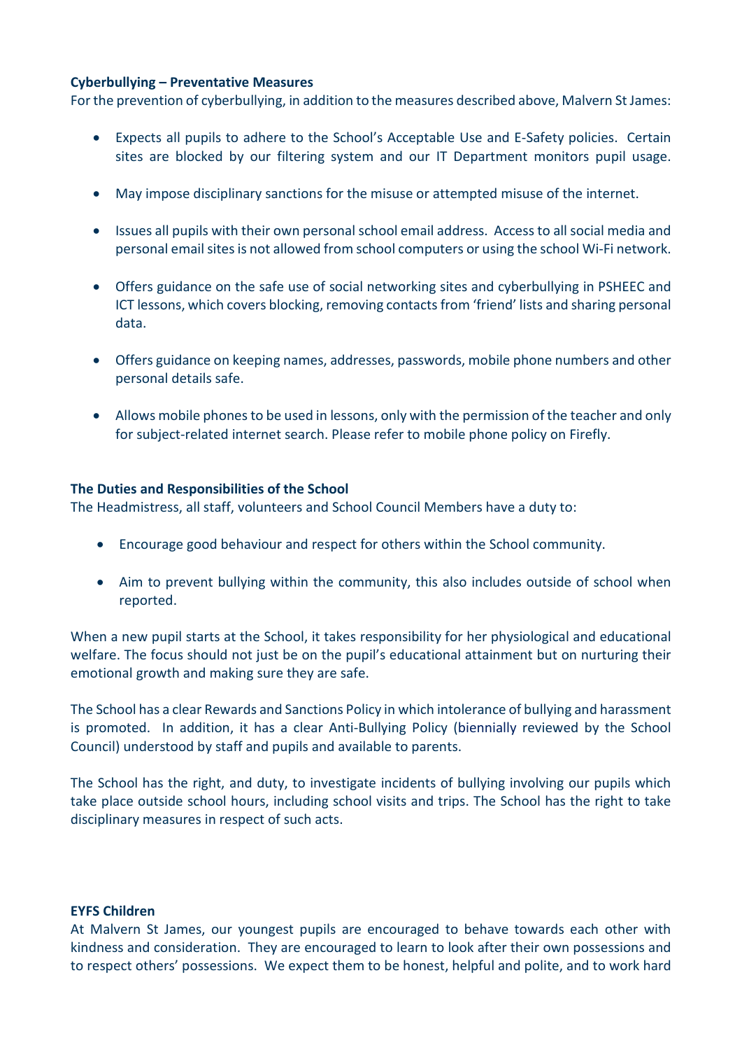**Cyberbullying – Preventative Measures**

For the prevention of cyberbullying, in addition to the measures described above, Malvern St James:

- Expects all pupils to adhere to the School's Acceptable Use and E-Safety policies. Certain sites are blocked by our filtering system and our IT Department monitors pupil usage.
- May impose disciplinary sanctions for the misuse or attempted misuse of the internet.
- Issues all pupils with their own personal school email address. Access to all social media and personal email sites is not allowed from school computers or using the school Wi-Fi network.
- Offers guidance on the safe use of social networking sites and cyberbullying in PSHEEC and ICT lessons, which covers blocking, removing contacts from 'friend' lists and sharing personal data.
- Offers guidance on keeping names, addresses, passwords, mobile phone numbers and other personal details safe.
- Allows mobile phones to be used in lessons, only with the permission of the teacher and only for subject-related internet search. Please refer to mobile phone policy on Firefly.

**The Duties and Responsibilities of the School**

The Headmistress, all staff, volunteers and School Council Members have a duty to:

- Encourage good behaviour and respect for others within the School community.
- Aim to prevent bullying within the community, this also includes outside of school when reported.

When a new pupil starts at the School, it takes responsibility for her physiological and educational welfare. The focus should not just be on the pupil's educational attainment but on nurturing their emotional growth and making sure they are safe.

The School has a clear Rewards and Sanctions Policy in which intolerance of bullying and harassment is promoted. In addition, it has a clear Anti-Bullying Policy (biennially reviewed by the School Council) understood by staff and pupils and available to parents.

The School has the right, and duty, to investigate incidents of bullying involving our pupils which take place outside school hours, including school visits and trips. The School has the right to take disciplinary measures in respect of such acts.

**EYFS Children**

At Malvern St James, our youngest pupils are encouraged to behave towards each other with kindness and consideration. They are encouraged to learn to look after their own possessions and to respect others' possessions. We expect them to be honest, helpful and polite, and to work hard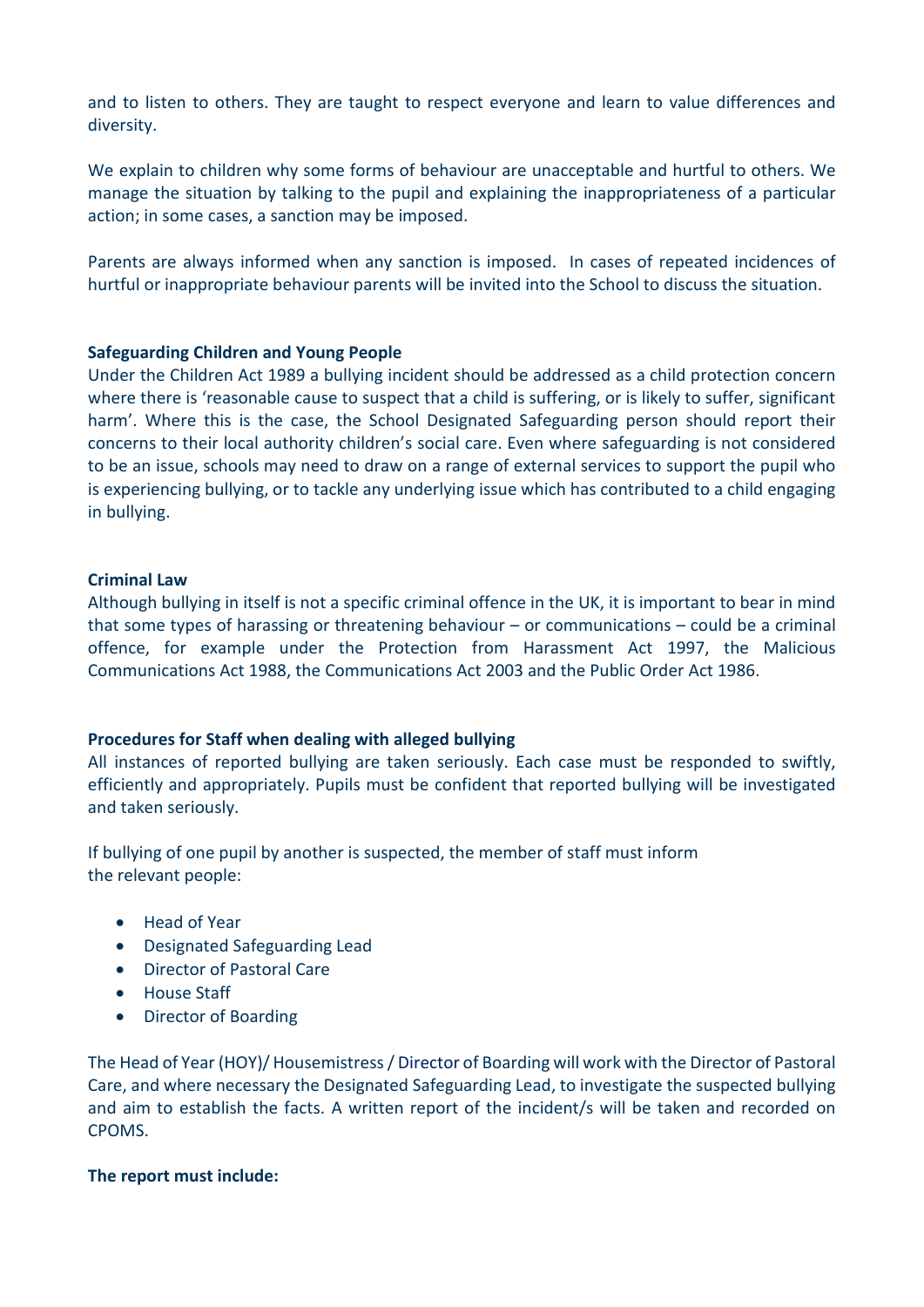and to listen to others. They are taught to respect everyone and learn to value differences and diversity.

We explain to children why some forms of behaviour are unacceptable and hurtful to others. We manage the situation by talking to the pupil and explaining the inappropriateness of a particular action; in some cases, a sanction may be imposed.

Parents are always informed when any sanction is imposed. In cases of repeated incidences of hurtful or inappropriate behaviour parents will be invited into the School to discuss the situation.

**Safeguarding Children and Young People**

Under the Children Act 1989 a bullying incident should be addressed as a child protection concern where there is 'reasonable cause to suspect that a child is suffering, or is likely to suffer, significant harm'. Where this is the case, the School Designated Safeguarding person should report their concerns to their local authority children's social care. Even where safeguarding is not considered to be an issue, schools may need to draw on a range of external services to support the pupil who is experiencing bullying, or to tackle any underlying issue which has contributed to a child engaging in bullying.

**Criminal Law**

Although bullying in itself is not a specific criminal offence in the UK, it is important to bear in mind that some types of harassing or threatening behaviour – or communications – could be a criminal offence, for example under the Protection from Harassment Act 1997, the Malicious Communications Act 1988, the Communications Act 2003 and the Public Order Act 1986.

**Procedures for Staff when dealing with alleged bullying**

All instances of reported bullying are taken seriously. Each case must be responded to swiftly, efficiently and appropriately. Pupils must be confident that reported bullying will be investigated and taken seriously.

If bullying of one pupil by another is suspected, the member of staff must inform the relevant people:

- Head of Year
- Designated Safeguarding Lead
- Director of Pastoral Care
- House Staff
- Director of Boarding

The Head of Year (HOY)/ Housemistress / Director of Boarding will work with the Director of Pastoral Care, and where necessary the Designated Safeguarding Lead, to investigate the suspected bullying and aim to establish the facts. A written report of the incident/s will be taken and recorded on CPOMS.

**The report must include:**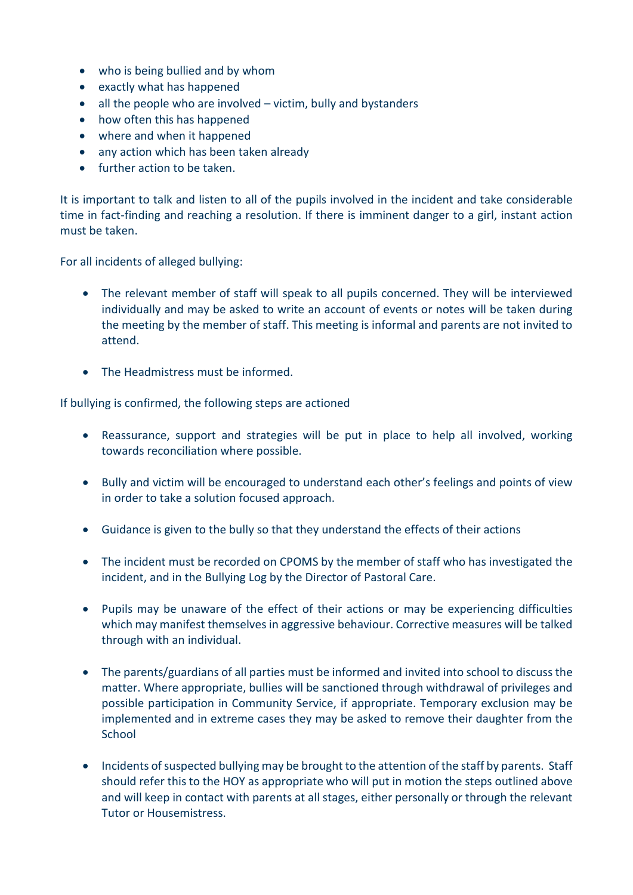- who is being bullied and by whom
- exactly what has happened
- all the people who are involved – victim, bully and bystanders
- how often this has happened
- where and when it happened
- any action which has been taken already
- further action to be taken.

It is important to talk and listen to all of the pupils involved in the incident and take considerable time in fact-finding and reaching a resolution. If there is imminent danger to a girl, instant action must be taken.

For all incidents of alleged bullying:

- The relevant member of staff will speak to all pupils concerned. They will be interviewed individually and may be asked to write an account of events or notes will be taken during the meeting by the member of staff. This meeting is informal and parents are not invited to attend.

- The Headmistress must be informed.

If bullying is confirmed, the following steps are actioned

- Reassurance, support and strategies will be put in place to help all involved, working towards reconciliation where possible.

- Bully and victim will be encouraged to understand each other's feelings and points of view in order to take a solution focused approach.

- Guidance is given to the bully so that they understand the effects of their actions

- The incident must be recorded on CPOMS by the member of staff who has investigated the incident, and in the Bullying Log by the Director of Pastoral Care.

- Pupils may be unaware of the effect of their actions or may be experiencing difficulties which may manifest themselves in aggressive behaviour. Corrective measures will be talked through with an individual.

- The parents/guardians of all parties must be informed and invited into school to discuss the matter. Where appropriate, bullies will be sanctioned through withdrawal of privileges and possible participation in Community Service, if appropriate. Temporary exclusion may be implemented and in extreme cases they may be asked to remove their daughter from the School

- Incidents of suspected bullying may be brought to the attention of the staff by parents. Staff should refer this to the HOY as appropriate who will put in motion the steps outlined above and will keep in contact with parents at all stages, either personally or through the relevant Tutor or Housemistress.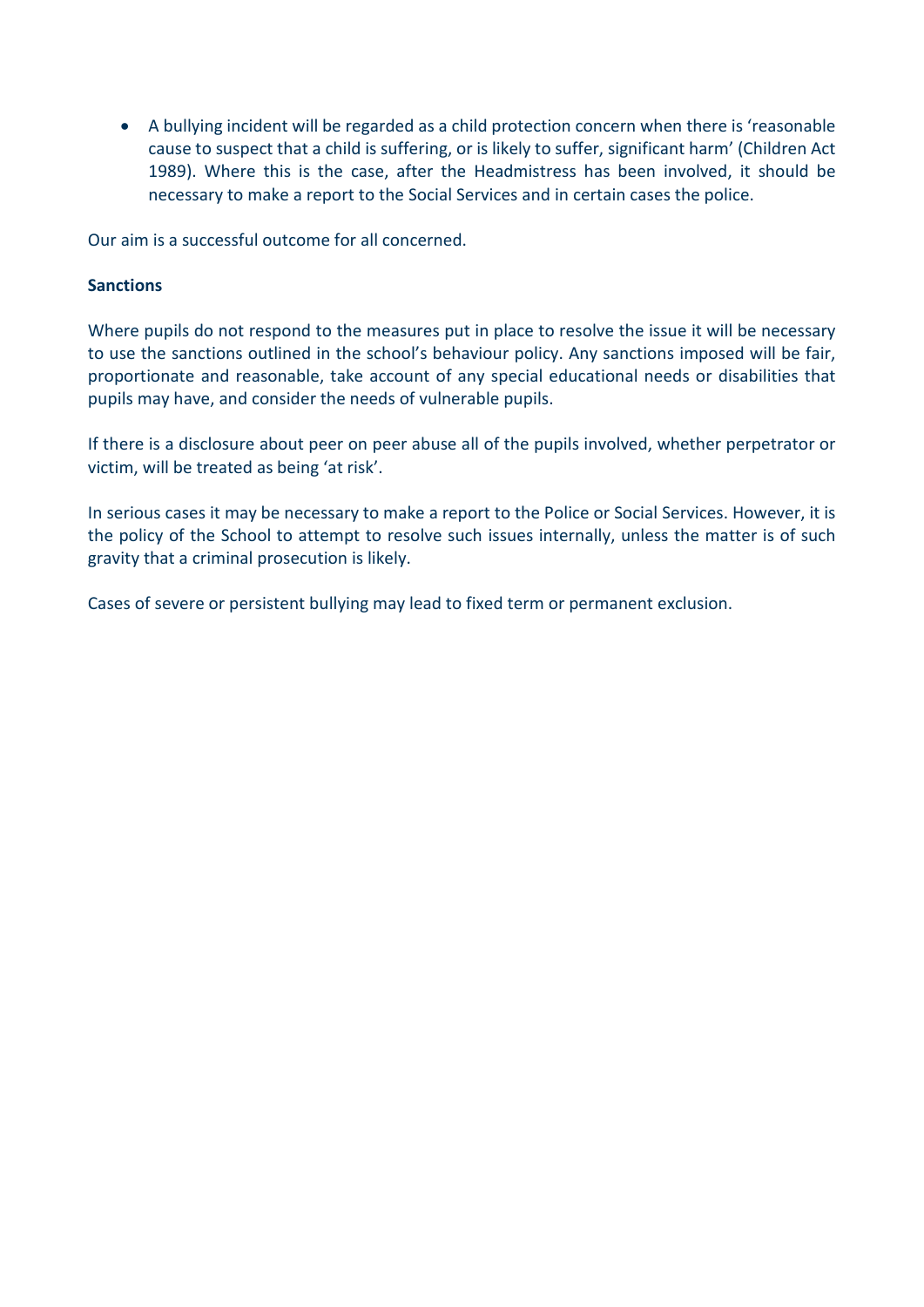- A bullying incident will be regarded as a child protection concern when there is 'reasonable cause to suspect that a child is suffering, or is likely to suffer, significant harm' (Children Act 1989). Where this is the case, after the Headmistress has been involved, it should be necessary to make a report to the Social Services and in certain cases the police.

Our aim is a successful outcome for all concerned.

**Sanctions**

Where pupils do not respond to the measures put in place to resolve the issue it will be necessary to use the sanctions outlined in the school's behaviour policy. Any sanctions imposed will be fair, proportionate and reasonable, take account of any special educational needs or disabilities that pupils may have, and consider the needs of vulnerable pupils.

If there is a disclosure about peer on peer abuse all of the pupils involved, whether perpetrator or victim, will be treated as being 'at risk'.

In serious cases it may be necessary to make a report to the Police or Social Services. However, it is the policy of the School to attempt to resolve such issues internally, unless the matter is of such gravity that a criminal prosecution is likely.

Cases of severe or persistent bullying may lead to fixed term or permanent exclusion.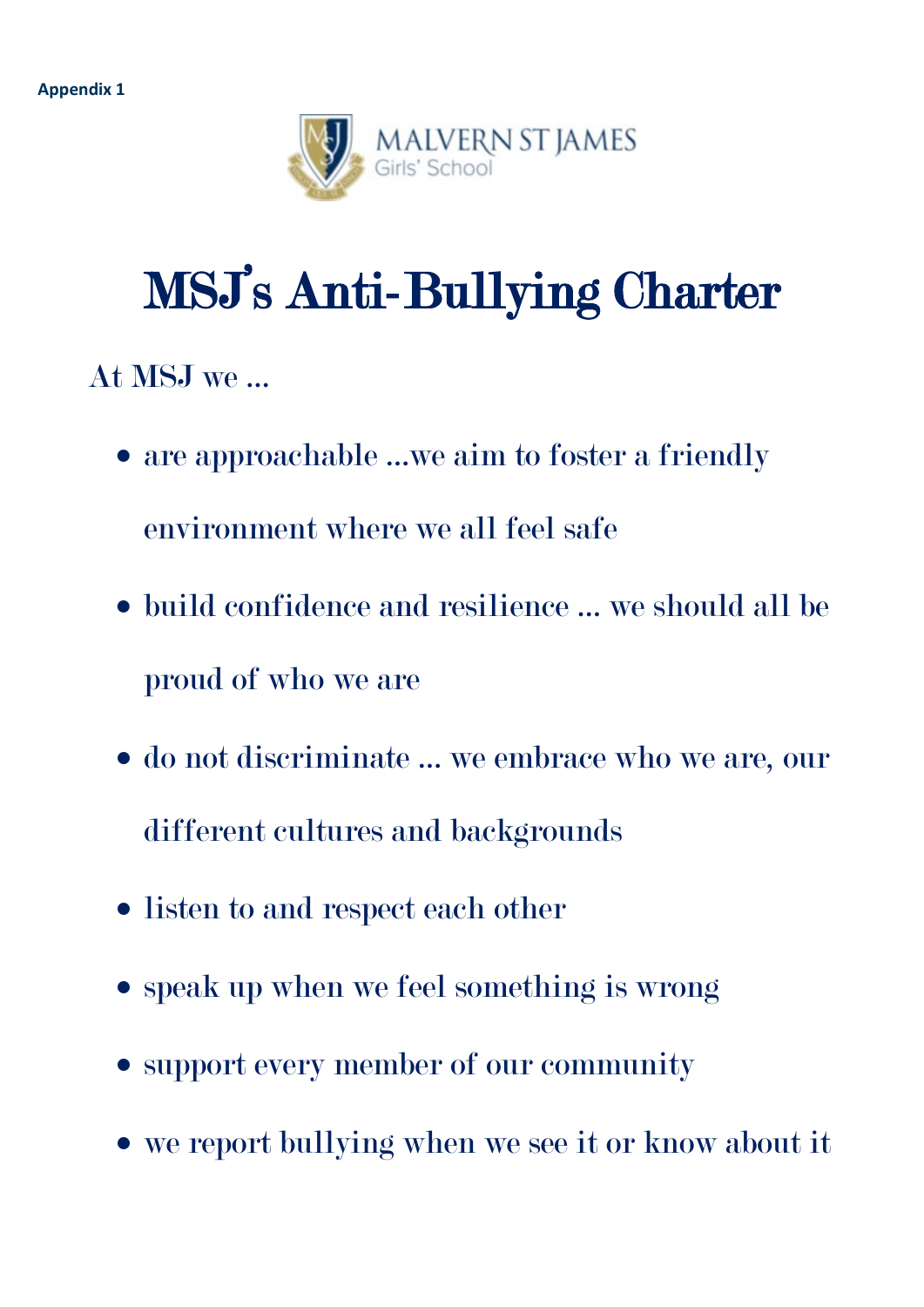**Appendix 1**

MALVERN ST JAMES
Girls' School

# MSJ's Anti-Bullying Charter

At MSJ we ...

- are approachable ...we aim to foster a friendly environment where we all feel safe
- build confidence and resilience ... we should all be proud of who we are
- do not discriminate ... we embrace who we are, our different cultures and backgrounds
- listen to and respect each other
- speak up when we feel something is wrong
- support every member of our community
- we report bullying when we see it or know about it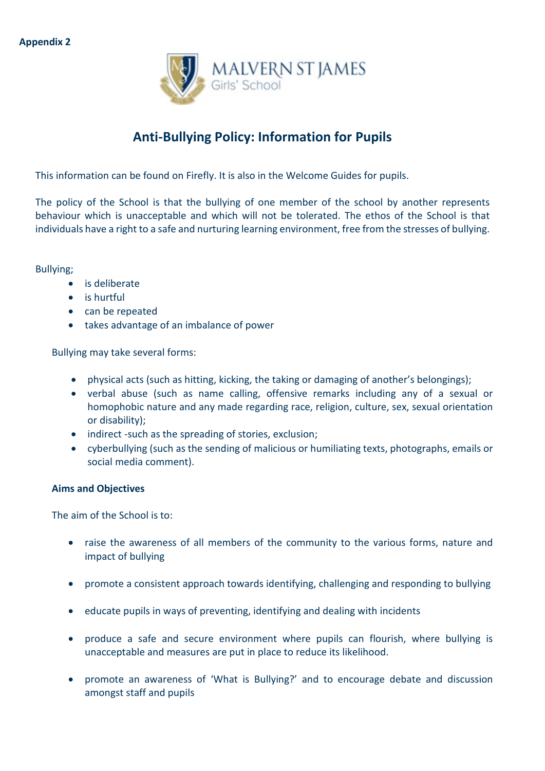**Appendix 2**

MALVERN ST JAMES
Girls' School

## Anti-Bullying Policy: Information for Pupils

This information can be found on Firefly. It is also in the Welcome Guides for pupils.

The policy of the School is that the bullying of one member of the school by another represents behaviour which is unacceptable and which will not be tolerated. The ethos of the School is that individuals have a right to a safe and nurturing learning environment, free from the stresses of bullying.

Bullying;

- is deliberate
- is hurtful
- can be repeated
- takes advantage of an imbalance of power

Bullying may take several forms:

- physical acts (such as hitting, kicking, the taking or damaging of another's belongings);
- verbal abuse (such as name calling, offensive remarks including any of a sexual or homophobic nature and any made regarding race, religion, culture, sex, sexual orientation or disability);
- indirect -such as the spreading of stories, exclusion;
- cyberbullying (such as the sending of malicious or humiliating texts, photographs, emails or social media comment).

**Aims and Objectives**

The aim of the School is to:

- raise the awareness of all members of the community to the various forms, nature and impact of bullying
- promote a consistent approach towards identifying, challenging and responding to bullying
- educate pupils in ways of preventing, identifying and dealing with incidents
- produce a safe and secure environment where pupils can flourish, where bullying is unacceptable and measures are put in place to reduce its likelihood.
- promote an awareness of 'What is Bullying?' and to encourage debate and discussion amongst staff and pupils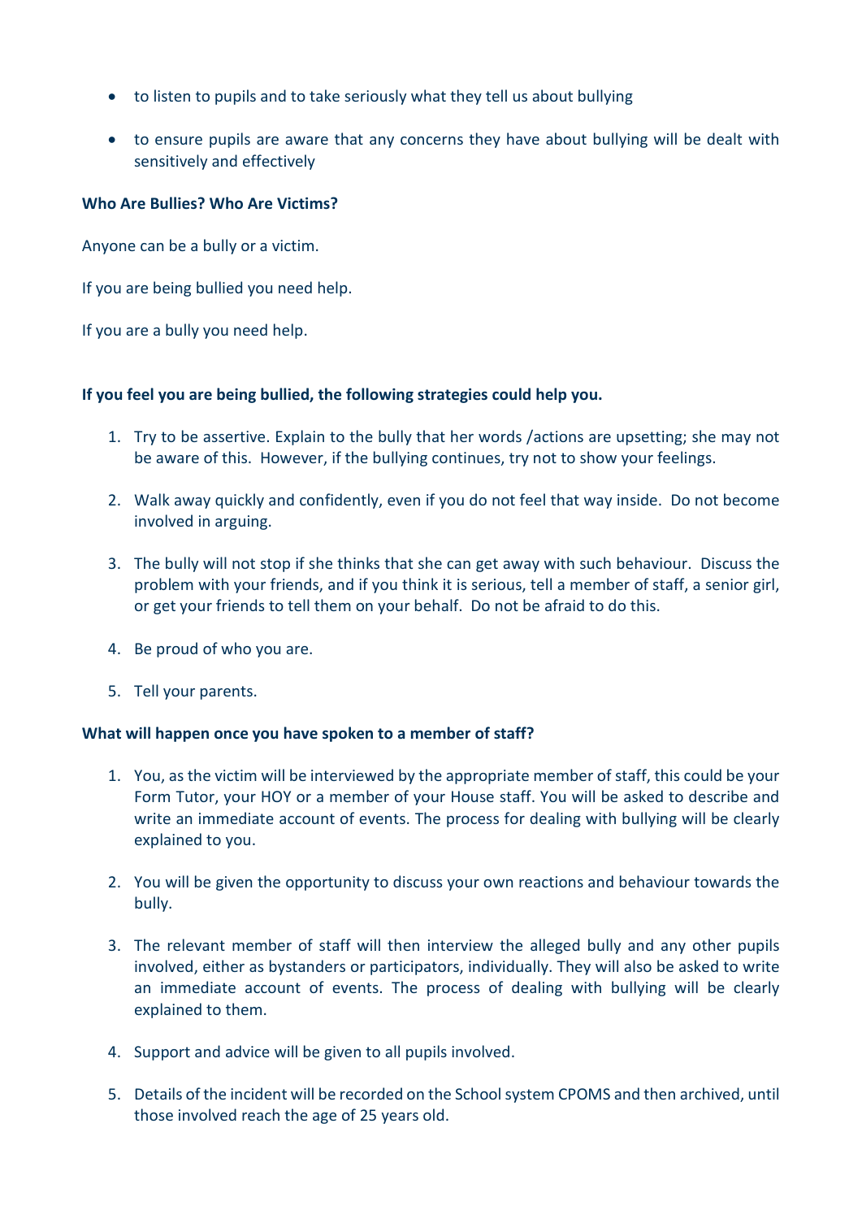- to listen to pupils and to take seriously what they tell us about bullying
- to ensure pupils are aware that any concerns they have about bullying will be dealt with sensitively and effectively

**Who Are Bullies? Who Are Victims?**

Anyone can be a bully or a victim.

If you are being bullied you need help.

If you are a bully you need help.

**If you feel you are being bullied, the following strategies could help you.**

1. Try to be assertive. Explain to the bully that her words /actions are upsetting; she may not be aware of this. However, if the bullying continues, try not to show your feelings.
2. Walk away quickly and confidently, even if you do not feel that way inside. Do not become involved in arguing.
3. The bully will not stop if she thinks that she can get away with such behaviour. Discuss the problem with your friends, and if you think it is serious, tell a member of staff, a senior girl, or get your friends to tell them on your behalf. Do not be afraid to do this.
4. Be proud of who you are.
5. Tell your parents.

**What will happen once you have spoken to a member of staff?**

1. You, as the victim will be interviewed by the appropriate member of staff, this could be your Form Tutor, your HOY or a member of your House staff. You will be asked to describe and write an immediate account of events. The process for dealing with bullying will be clearly explained to you.
2. You will be given the opportunity to discuss your own reactions and behaviour towards the bully.
3. The relevant member of staff will then interview the alleged bully and any other pupils involved, either as bystanders or participators, individually. They will also be asked to write an immediate account of events. The process of dealing with bullying will be clearly explained to them.
4. Support and advice will be given to all pupils involved.
5. Details of the incident will be recorded on the School system CPOMS and then archived, until those involved reach the age of 25 years old.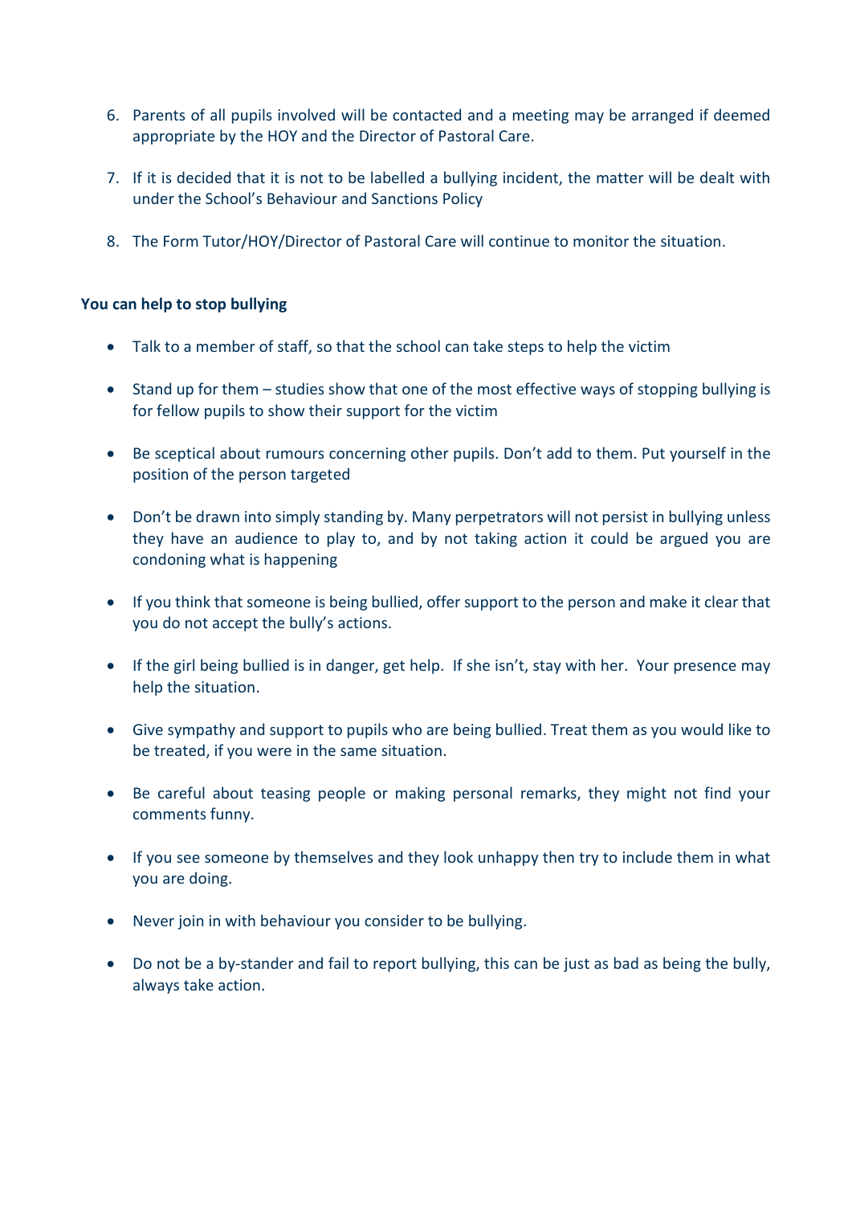6. Parents of all pupils involved will be contacted and a meeting may be arranged if deemed appropriate by the HOY and the Director of Pastoral Care.

7. If it is decided that it is not to be labelled a bullying incident, the matter will be dealt with under the School's Behaviour and Sanctions Policy

8. The Form Tutor/HOY/Director of Pastoral Care will continue to monitor the situation.

**You can help to stop bullying**

- Talk to a member of staff, so that the school can take steps to help the victim

- Stand up for them – studies show that one of the most effective ways of stopping bullying is for fellow pupils to show their support for the victim

- Be sceptical about rumours concerning other pupils. Don't add to them. Put yourself in the position of the person targeted

- Don't be drawn into simply standing by. Many perpetrators will not persist in bullying unless they have an audience to play to, and by not taking action it could be argued you are condoning what is happening

- If you think that someone is being bullied, offer support to the person and make it clear that you do not accept the bully's actions.

- If the girl being bullied is in danger, get help. If she isn't, stay with her. Your presence may help the situation.

- Give sympathy and support to pupils who are being bullied. Treat them as you would like to be treated, if you were in the same situation.

- Be careful about teasing people or making personal remarks, they might not find your comments funny.

- If you see someone by themselves and they look unhappy then try to include them in what you are doing.

- Never join in with behaviour you consider to be bullying.

- Do not be a by-stander and fail to report bullying, this can be just as bad as being the bully, always take action.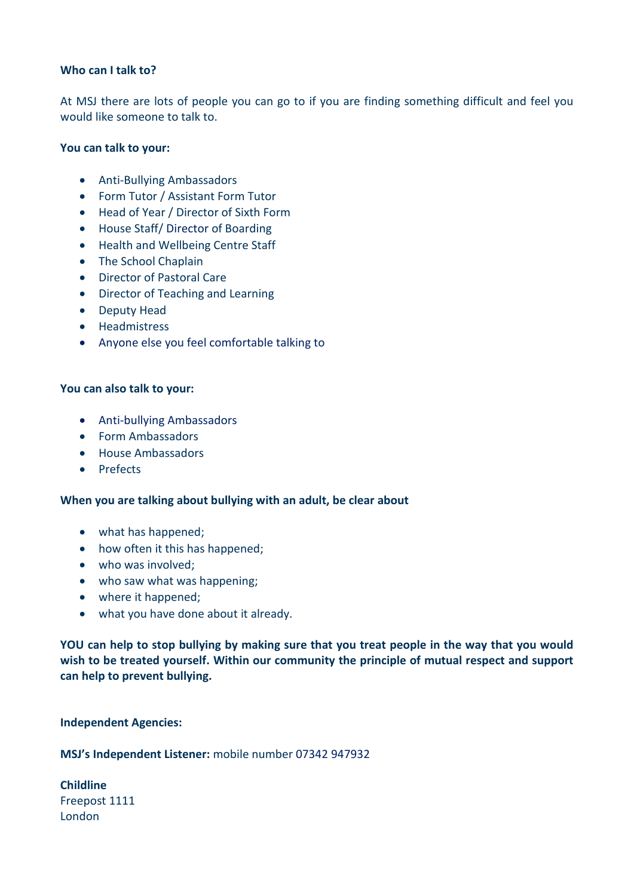**Who can I talk to?**

At MSJ there are lots of people you can go to if you are finding something difficult and feel you would like someone to talk to.

**You can talk to your:**

- Anti-Bullying Ambassadors
- Form Tutor / Assistant Form Tutor
- Head of Year / Director of Sixth Form
- House Staff/ Director of Boarding
- Health and Wellbeing Centre Staff
- The School Chaplain
- Director of Pastoral Care
- Director of Teaching and Learning
- Deputy Head
- Headmistress
- Anyone else you feel comfortable talking to

**You can also talk to your:**

- Anti-bullying Ambassadors
- Form Ambassadors
- House Ambassadors
- Prefects

**When you are talking about bullying with an adult, be clear about**

- what has happened;
- how often it this has happened;
- who was involved;
- who saw what was happening;
- where it happened;
- what you have done about it already.

**YOU can help to stop bullying by making sure that you treat people in the way that you would wish to be treated yourself. Within our community the principle of mutual respect and support can help to prevent bullying.**

**Independent Agencies:**

**MSJ's Independent Listener:** mobile number 07342 947932

**Childline**
Freepost 1111
London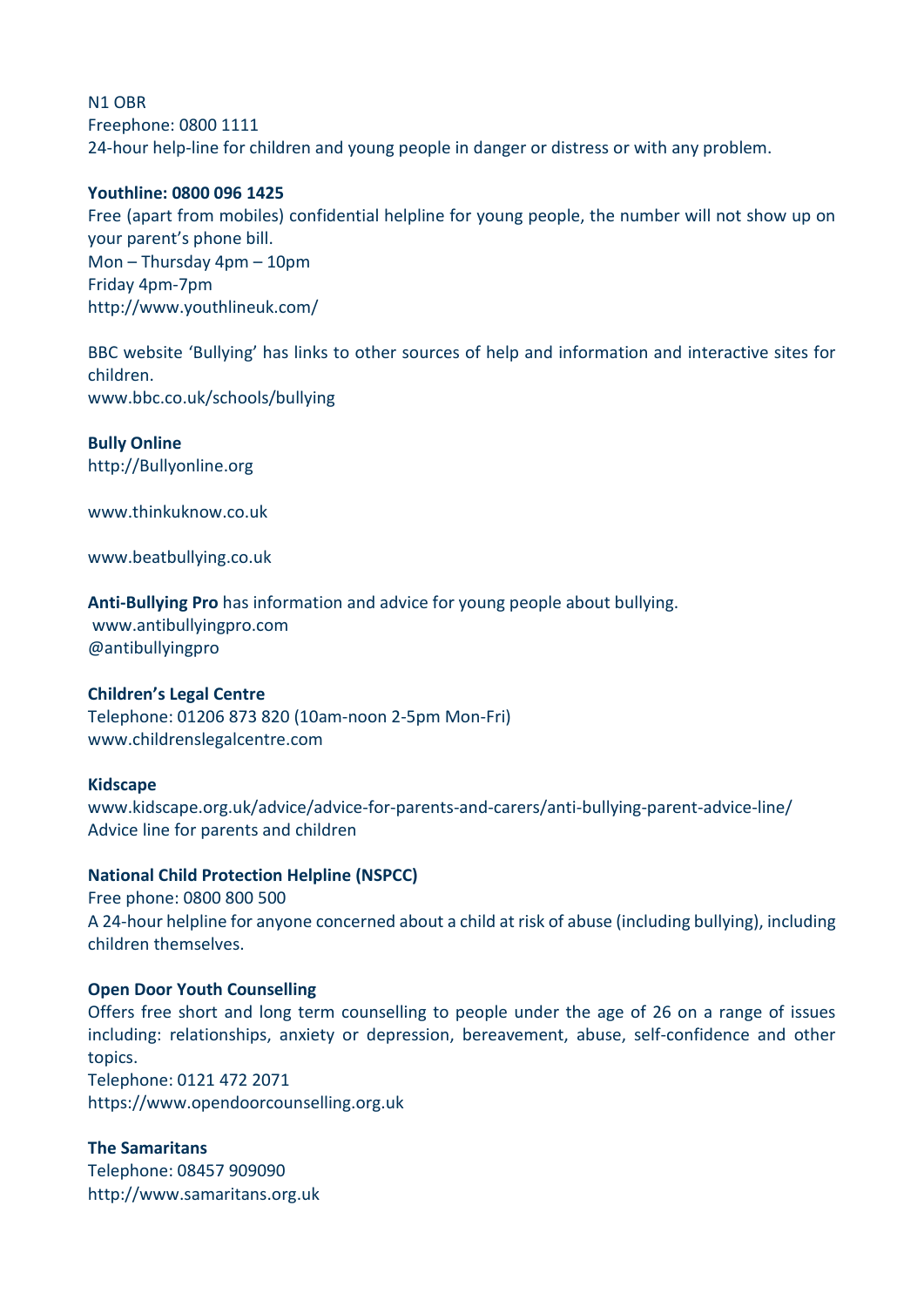N1 OBR
Freephone: 0800 1111
24-hour help-line for children and young people in danger or distress or with any problem.

**Youthline: 0800 096 1425**
Free (apart from mobiles) confidential helpline for young people, the number will not show up on your parent's phone bill.
Mon – Thursday 4pm – 10pm
Friday 4pm-7pm
http://www.youthlineuk.com/

BBC website 'Bullying' has links to other sources of help and information and interactive sites for children.
www.bbc.co.uk/schools/bullying

**Bully Online**
http://Bullyonline.org

www.thinkuknow.co.uk

www.beatbullying.co.uk

**Anti-Bullying Pro** has information and advice for young people about bullying.
www.antibullyingpro.com
@antibullyingpro

**Children's Legal Centre**
Telephone: 01206 873 820 (10am-noon 2-5pm Mon-Fri)
www.childrenslegalcentre.com

**Kidscape**
www.kidscape.org.uk/advice/advice-for-parents-and-carers/anti-bullying-parent-advice-line/
Advice line for parents and children

**National Child Protection Helpline (NSPCC)**
Free phone: 0800 800 500
A 24-hour helpline for anyone concerned about a child at risk of abuse (including bullying), including children themselves.

**Open Door Youth Counselling**
Offers free short and long term counselling to people under the age of 26 on a range of issues including: relationships, anxiety or depression, bereavement, abuse, self-confidence and other topics.
Telephone: 0121 472 2071
https://www.opendoorcounselling.org.uk

**The Samaritans**
Telephone: 08457 909090
http://www.samaritans.org.uk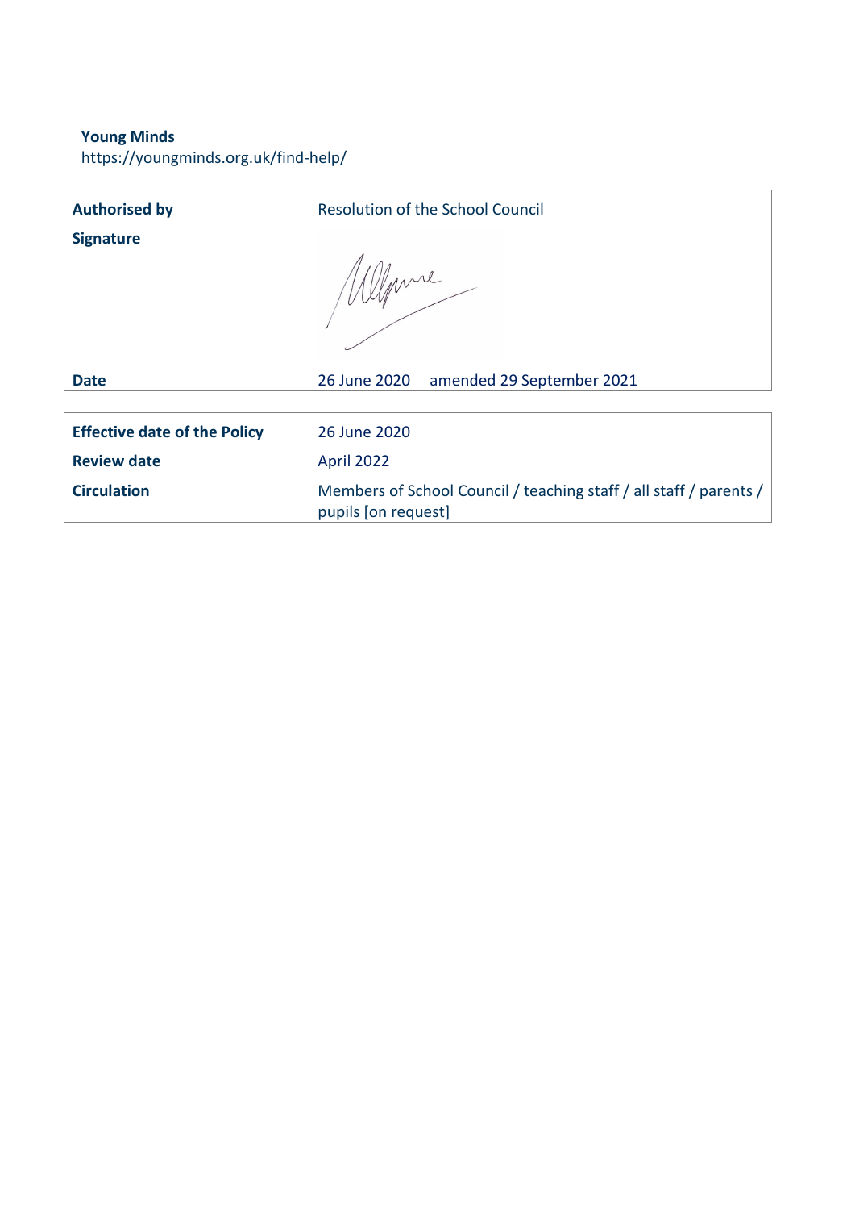**Young Minds**
https://youngminds.org.uk/find-help/

| | |
|---|---|
| **Authorised by** | Resolution of the School Council |
| **Signature** | |
| **Date** | 26 June 2020 amended 29 September 2021 |

| | |
|---|---|
| **Effective date of the Policy** | 26 June 2020 |
| **Review date** | April 2022 |
| **Circulation** | Members of School Council / teaching staff / all staff / parents / pupils [on request] |